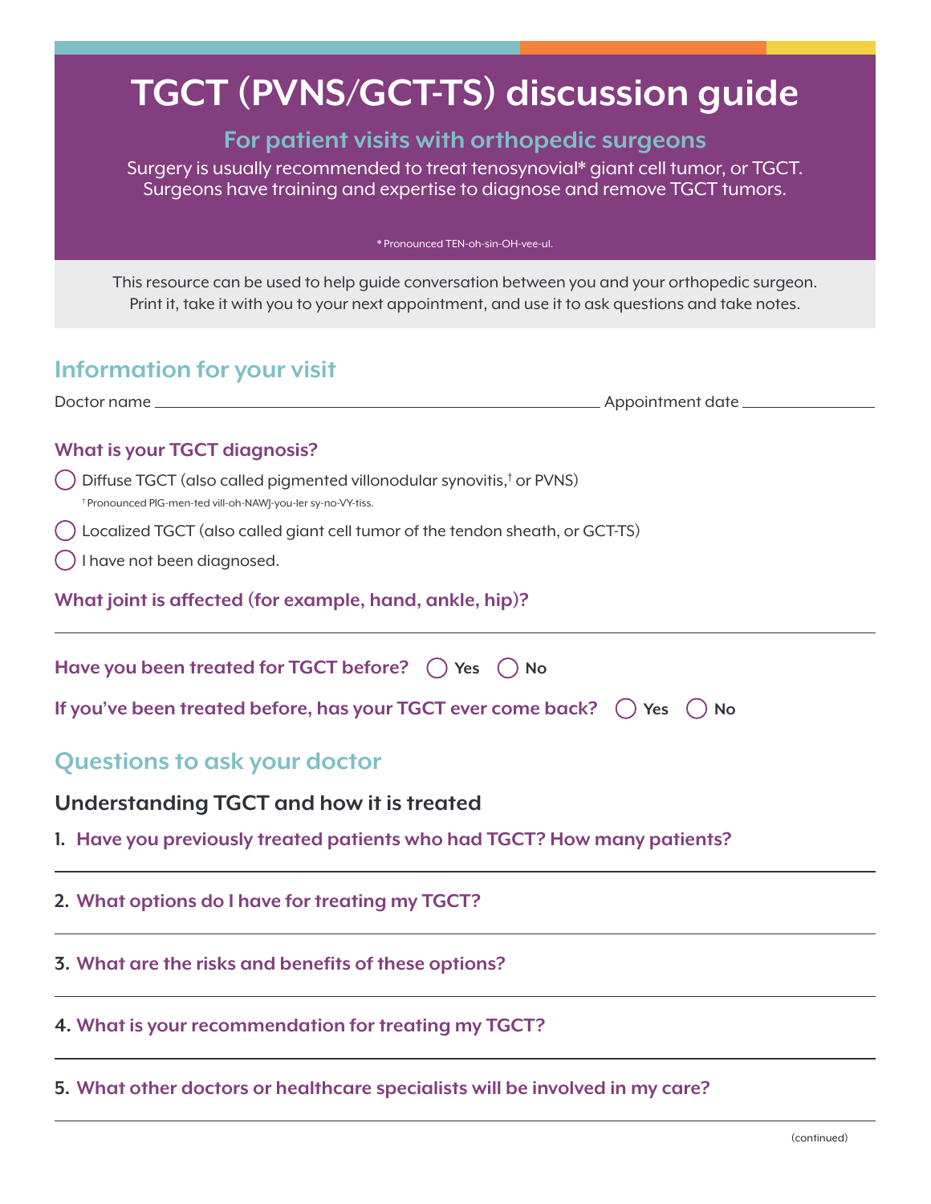# TGCT (PVNS/GCT-TS) discussion guide

## For patient visits with orthopedic surgeons

Surgery is usually recommended to treat tenosynovial* giant cell tumor, or TGCT. Surgeons have training and expertise to diagnose and remove TGCT tumors.

* Pronounced TEN-oh-sin-OH-vee-ul.

This resource can be used to help guide conversation between you and your orthopedic surgeon. Print it, take it with you to your next appointment, and use it to ask questions and take notes.

## Information for your visit

Doctor name ______________________________ Appointment date ______________

### What is your TGCT diagnosis?

- ◯ Diffuse TGCT (also called pigmented villonodular synovitis,[†] or PVNS)

  † Pronounced PIG-men-ted vill-oh-NAWJ-you-ler sy-no-VY-tiss.

- ◯ Localized TGCT (also called giant cell tumor of the tendon sheath, or GCT-TS)
- ◯ I have not been diagnosed.

### What joint is affected (for example, hand, ankle, hip)?

______________________________

**Have you been treated for TGCT before?** ◯ Yes ◯ No

**If you've been treated before, has your TGCT ever come back?** ◯ Yes ◯ No

## Questions to ask your doctor

### Understanding TGCT and how it is treated

1. **Have you previously treated patients who had TGCT? How many patients?**

   ______________________________

2. **What options do I have for treating my TGCT?**

   ______________________________

3. **What are the risks and benefits of these options?**

   ______________________________

4. **What is your recommendation for treating my TGCT?**

   ______________________________

5. **What other doctors or healthcare specialists will be involved in my care?**

   ______________________________

(continued)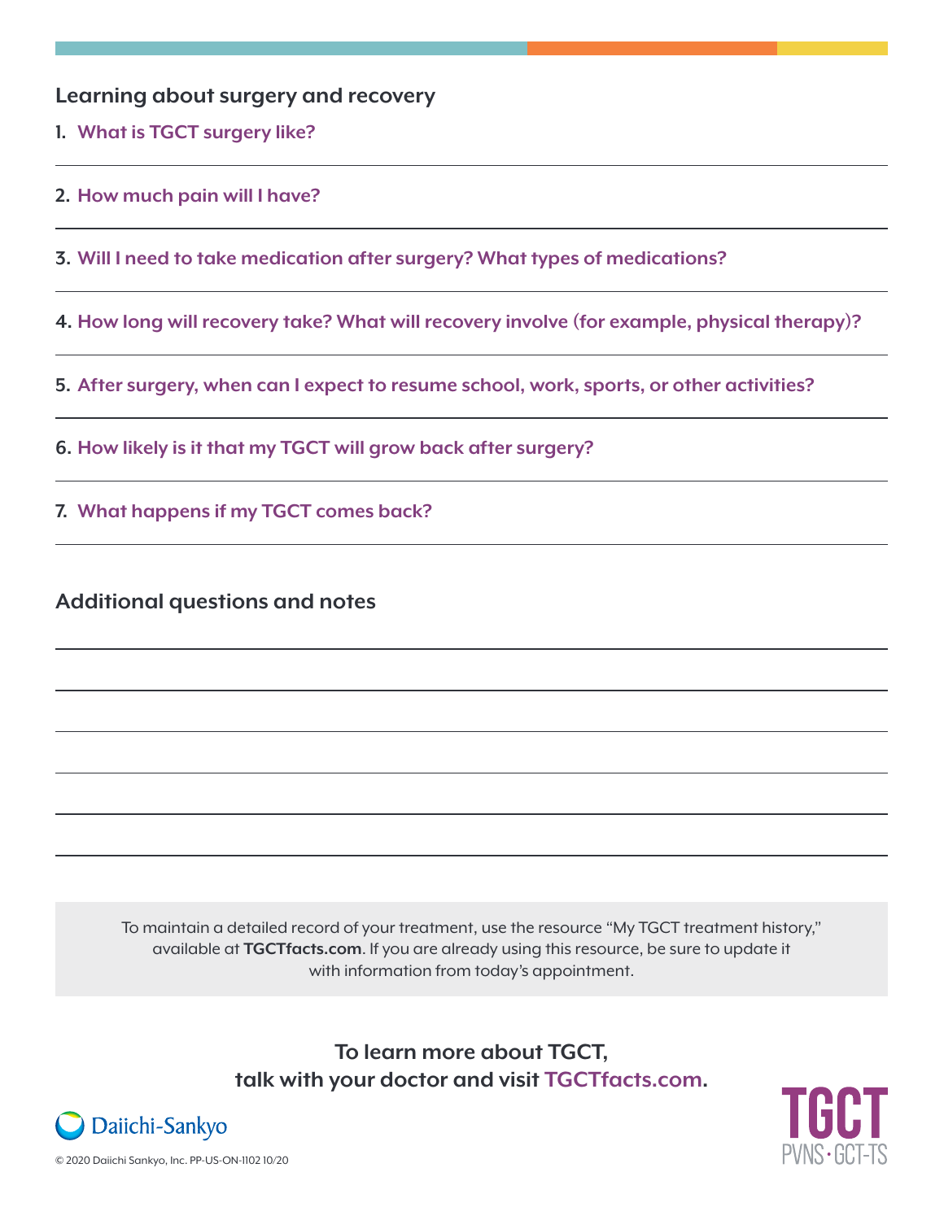## Learning about surgery and recovery

1. **What is TGCT surgery like?**

2. **How much pain will I have?**

3. **Will I need to take medication after surgery? What types of medications?**

4. **How long will recovery take? What will recovery involve (for example, physical therapy)?**

5. **After surgery, when can I expect to resume school, work, sports, or other activities?**

6. **How likely is it that my TGCT will grow back after surgery?**

7. **What happens if my TGCT comes back?**

## Additional questions and notes

To maintain a detailed record of your treatment, use the resource "My TGCT treatment history," available at **TGCTfacts.com**. If you are already using this resource, be sure to update it with information from today's appointment.

**To learn more about TGCT, talk with your doctor and visit TGCTfacts.com.**

Daiichi-Sankyo

TGCT
PVNS · GCT-TS

© 2020 Daiichi Sankyo, Inc. PP-US-ON-1102 10/20